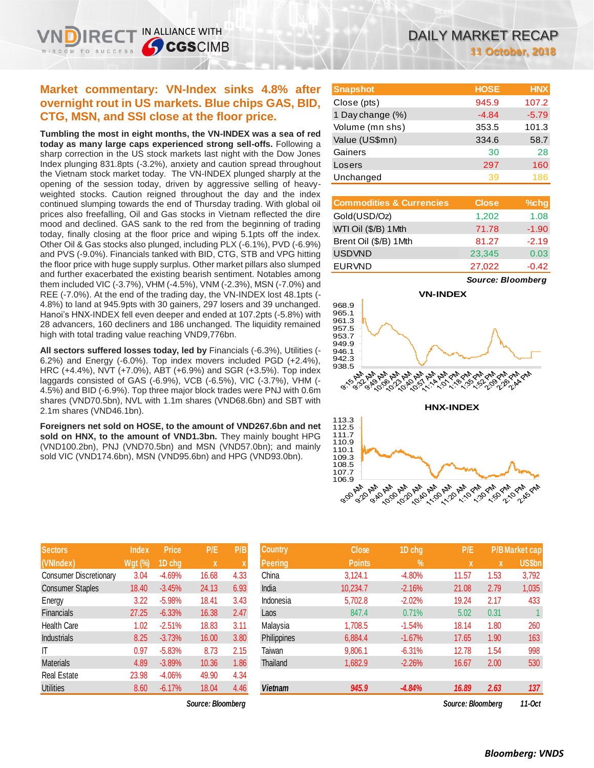# DAILY MARKET RECAP

11 October, 2018

## Market commentary: VN-Index sinks 4.8% after overnight rout in US markets. Blue chips GAS, BID, CTG, MSN, and SSI close at the floor price.

**Tumbling the most in eight months, the VN-INDEX was a sea of red today as many large caps experienced strong sell-offs.** Following a sharp correction in the US stock markets last night with the Dow Jones Index plunging 831.8pts (-3.2%), anxiety and caution spread throughout the Vietnam stock market today. The VN-INDEX plunged sharply at the opening of the session today, driven by aggressive selling of heavy-weighted stocks. Caution reigned throughout the day and the index continued slumping towards the end of Thursday trading. With global oil prices also freefalling, Oil and Gas stocks in Vietnam reflected the dire mood and declined. GAS sank to the red from the beginning of trading today, finally closing at the floor price and wiping 5.1pts off the index. Other Oil & Gas stocks also plunged, including PLX (-6.1%), PVD (-6.9%) and PVS (-9.0%). Financials tanked with BID, CTG, STB and VPG hitting the floor price with huge supply surplus. Other market pillars also slumped and further exacerbated the existing bearish sentiment. Notables among them included VIC (-3.7%), VHM (-4.5%), VNM (-2.3%), MSN (-7.0%) and REE (-7.0%). At the end of the trading day, the VN-INDEX lost 48.1pts (-4.8%) to land at 945.9pts with 30 gainers, 297 losers and 39 unchanged. Hanoi's HNX-INDEX fell even deeper and ended at 107.2pts (-5.8%) with 28 advancers, 160 decliners and 186 unchanged. The liquidity remained high with total trading value reaching VND9,776bn.

**All sectors suffered losses today, led by** Financials (-6.3%), Utilities (-6.2%) and Energy (-6.0%). Top index movers included PGD (+2.4%), HRC (+4.4%), NVT (+7.0%), ABT (+6.9%) and SGR (+3.5%). Top index laggards consisted of GAS (-6.9%), VCB (-6.5%), VIC (-3.7%), VHM (-4.5%) and BID (-6.9%). Top three major block trades were PNJ with 0.6m shares (VND70.5bn), NVL with 1.1m shares (VND68.6bn) and SBT with 2.1m shares (VND46.1bn).

**Foreigners net sold on HOSE, to the amount of VND267.6bn and net sold on HNX, to the amount of VND1.3bn.** They mainly bought HPG (VND100.2bn), PNJ (VND70.5bn) and MSN (VND57.0bn); and mainly sold VIC (VND174.6bn), MSN (VND95.6bn) and HPG (VND93.0bn).

| Snapshot | HOSE | HNX |
|---|---|---|
| Close (pts) | 945.9 | 107.2 |
| 1 Day change (%) | -4.84 | -5.79 |
| Volume (mn shs) | 353.5 | 101.3 |
| Value (US$mn) | 334.6 | 58.7 |
| Gainers | 30 | 28 |
| Losers | 297 | 160 |
| Unchanged | 39 | 186 |

| Commodities & Currencies | Close | %chg |
|---|---|---|
| Gold(USD/Oz) | 1,202 | 1.08 |
| WTI Oil ($/B) 1Mth | 71.78 | -1.90 |
| Brent Oil ($/B) 1Mth | 81.27 | -2.19 |
| USDVND | 23,345 | 0.03 |
| EURVND | 27,022 | -0.42 |

*Source: Bloomberg*

VN-INDEX

HNX-INDEX

| Sectors (VNIndex) | Index Wgt (%) | Price 1D chg | P/E x | P/B x |
|---|---|---|---|---|
| Consumer Discretionary | 3.04 | -4.69% | 16.68 | 4.33 |
| Consumer Staples | 18.40 | -3.45% | 24.13 | 6.93 |
| Energy | 3.22 | -5.98% | 18.41 | 3.43 |
| Financials | 27.25 | -6.33% | 16.38 | 2.47 |
| Health Care | 1.02 | -2.51% | 18.83 | 3.11 |
| Industrials | 8.25 | -3.73% | 16.00 | 3.80 |
| IT | 0.97 | -5.83% | 8.73 | 2.15 |
| Materials | 4.89 | -3.89% | 10.36 | 1.86 |
| Real Estate | 23.98 | -4.06% | 49.90 | 4.34 |
| Utilities | 8.60 | -6.17% | 18.04 | 4.46 |

*Source: Bloomberg*

| Country Peering | Close Points | 1D chg % | P/E x | P/B x | Market cap US$bn |
|---|---|---|---|---|---|
| China | 3,124.1 | -4.80% | 11.57 | 1.53 | 3,792 |
| India | 10,234.7 | -2.16% | 21.08 | 2.79 | 1,035 |
| Indonesia | 5,702.8 | -2.02% | 19.24 | 2.17 | 433 |
| Laos | 847.4 | 0.71% | 5.02 | 0.31 | 1 |
| Malaysia | 1,708.5 | -1.54% | 18.14 | 1.80 | 260 |
| Philippines | 6,884.4 | -1.67% | 17.65 | 1.90 | 163 |
| Taiwan | 9,806.1 | -6.31% | 12.78 | 1.54 | 998 |
| Thailand | 1,682.9 | -2.26% | 16.67 | 2.00 | 530 |
| ***Vietnam*** | ***945.9*** | ***-4.84%*** | ***16.89*** | ***2.63*** | ***137*** |

*Source: Bloomberg* *11-Oct*

***Bloomberg: VNDS***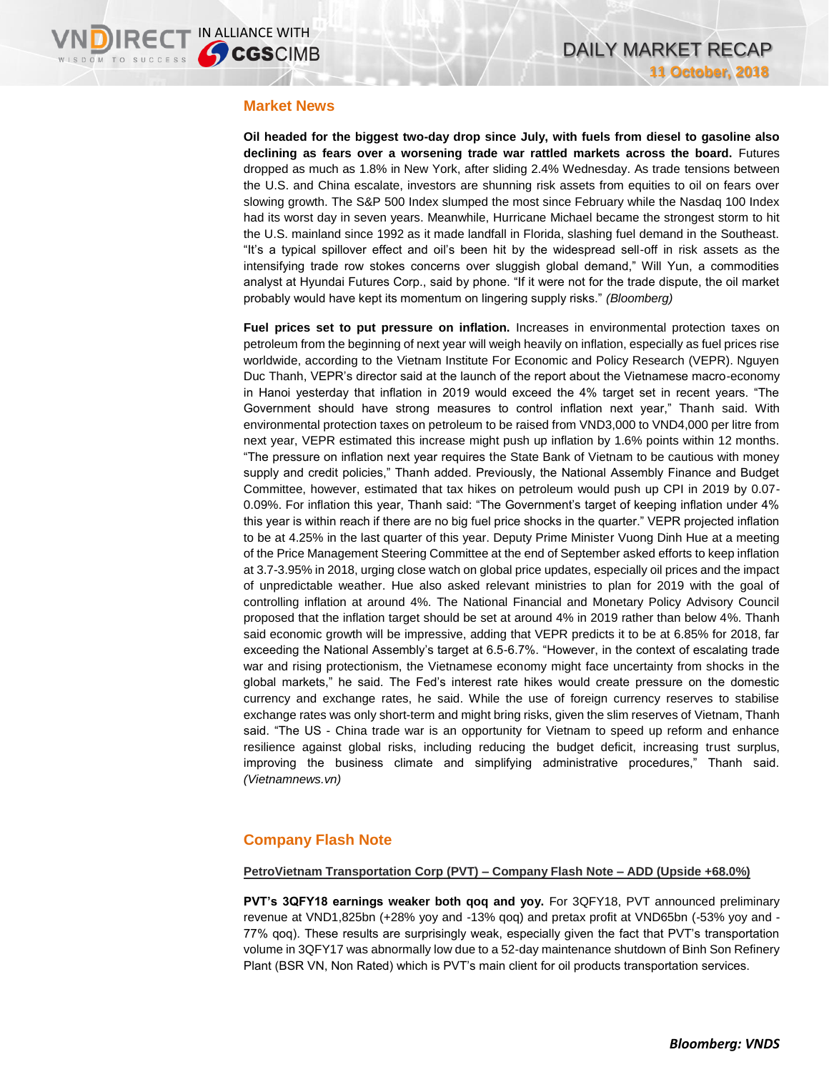## Market News

**Oil headed for the biggest two-day drop since July, with fuels from diesel to gasoline also declining as fears over a worsening trade war rattled markets across the board.** Futures dropped as much as 1.8% in New York, after sliding 2.4% Wednesday. As trade tensions between the U.S. and China escalate, investors are shunning risk assets from equities to oil on fears over slowing growth. The S&P 500 Index slumped the most since February while the Nasdaq 100 Index had its worst day in seven years. Meanwhile, Hurricane Michael became the strongest storm to hit the U.S. mainland since 1992 as it made landfall in Florida, slashing fuel demand in the Southeast. "It's a typical spillover effect and oil's been hit by the widespread sell-off in risk assets as the intensifying trade row stokes concerns over sluggish global demand," Will Yun, a commodities analyst at Hyundai Futures Corp., said by phone. "If it were not for the trade dispute, the oil market probably would have kept its momentum on lingering supply risks." *(Bloomberg)*

**Fuel prices set to put pressure on inflation.** Increases in environmental protection taxes on petroleum from the beginning of next year will weigh heavily on inflation, especially as fuel prices rise worldwide, according to the Vietnam Institute For Economic and Policy Research (VEPR). Nguyen Duc Thanh, VEPR's director said at the launch of the report about the Vietnamese macro-economy in Hanoi yesterday that inflation in 2019 would exceed the 4% target set in recent years. "The Government should have strong measures to control inflation next year," Thanh said. With environmental protection taxes on petroleum to be raised from VND3,000 to VND4,000 per litre from next year, VEPR estimated this increase might push up inflation by 1.6% points within 12 months. "The pressure on inflation next year requires the State Bank of Vietnam to be cautious with money supply and credit policies," Thanh added. Previously, the National Assembly Finance and Budget Committee, however, estimated that tax hikes on petroleum would push up CPI in 2019 by 0.07-0.09%. For inflation this year, Thanh said: "The Government's target of keeping inflation under 4% this year is within reach if there are no big fuel price shocks in the quarter." VEPR projected inflation to be at 4.25% in the last quarter of this year. Deputy Prime Minister Vuong Dinh Hue at a meeting of the Price Management Steering Committee at the end of September asked efforts to keep inflation at 3.7-3.95% in 2018, urging close watch on global price updates, especially oil prices and the impact of unpredictable weather. Hue also asked relevant ministries to plan for 2019 with the goal of controlling inflation at around 4%. The National Financial and Monetary Policy Advisory Council proposed that the inflation target should be set at around 4% in 2019 rather than below 4%. Thanh said economic growth will be impressive, adding that VEPR predicts it to be at 6.85% for 2018, far exceeding the National Assembly's target at 6.5-6.7%. "However, in the context of escalating trade war and rising protectionism, the Vietnamese economy might face uncertainty from shocks in the global markets," he said. The Fed's interest rate hikes would create pressure on the domestic currency and exchange rates, he said. While the use of foreign currency reserves to stabilise exchange rates was only short-term and might bring risks, given the slim reserves of Vietnam, Thanh said. "The US - China trade war is an opportunity for Vietnam to speed up reform and enhance resilience against global risks, including reducing the budget deficit, increasing trust surplus, improving the business climate and simplifying administrative procedures," Thanh said. *(Vietnamnews.vn)*

## Company Flash Note

**PetroVietnam Transportation Corp (PVT) – Company Flash Note – ADD (Upside +68.0%)**

**PVT's 3QFY18 earnings weaker both qoq and yoy.** For 3QFY18, PVT announced preliminary revenue at VND1,825bn (+28% yoy and -13% qoq) and pretax profit at VND65bn (-53% yoy and -77% qoq). These results are surprisingly weak, especially given the fact that PVT's transportation volume in 3QFY17 was abnormally low due to a 52-day maintenance shutdown of Binh Son Refinery Plant (BSR VN, Non Rated) which is PVT's main client for oil products transportation services.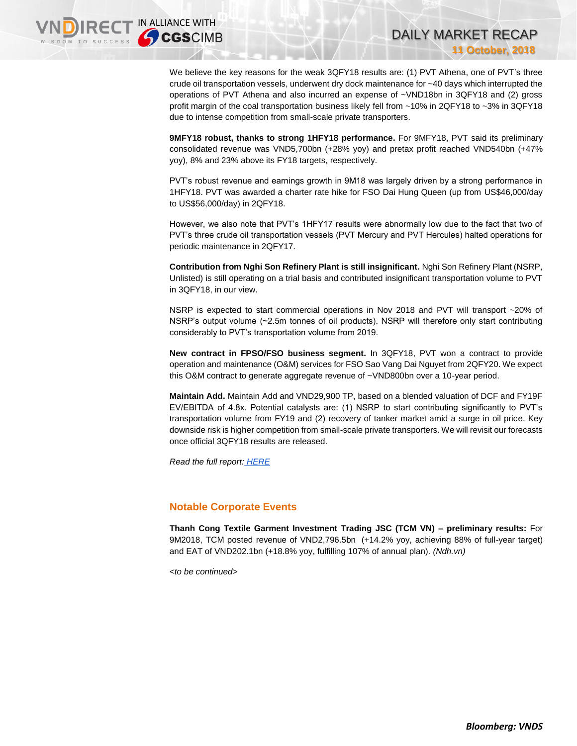We believe the key reasons for the weak 3QFY18 results are: (1) PVT Athena, one of PVT's three crude oil transportation vessels, underwent dry dock maintenance for ~40 days which interrupted the operations of PVT Athena and also incurred an expense of ~VND18bn in 3QFY18 and (2) gross profit margin of the coal transportation business likely fell from ~10% in 2QFY18 to ~3% in 3QFY18 due to intense competition from small-scale private transporters.

**9MFY18 robust, thanks to strong 1HFY18 performance.** For 9MFY18, PVT said its preliminary consolidated revenue was VND5,700bn (+28% yoy) and pretax profit reached VND540bn (+47% yoy), 8% and 23% above its FY18 targets, respectively.

PVT's robust revenue and earnings growth in 9M18 was largely driven by a strong performance in 1HFY18. PVT was awarded a charter rate hike for FSO Dai Hung Queen (up from US$46,000/day to US$56,000/day) in 2QFY18.

However, we also note that PVT's 1HFY17 results were abnormally low due to the fact that two of PVT's three crude oil transportation vessels (PVT Mercury and PVT Hercules) halted operations for periodic maintenance in 2QFY17.

**Contribution from Nghi Son Refinery Plant is still insignificant.** Nghi Son Refinery Plant (NSRP, Unlisted) is still operating on a trial basis and contributed insignificant transportation volume to PVT in 3QFY18, in our view.

NSRP is expected to start commercial operations in Nov 2018 and PVT will transport ~20% of NSRP's output volume (~2.5m tonnes of oil products). NSRP will therefore only start contributing considerably to PVT's transportation volume from 2019.

**New contract in FPSO/FSO business segment.** In 3QFY18, PVT won a contract to provide operation and maintenance (O&M) services for FSO Sao Vang Dai Nguyet from 2QFY20. We expect this O&M contract to generate aggregate revenue of ~VND800bn over a 10-year period.

**Maintain Add.** Maintain Add and VND29,900 TP, based on a blended valuation of DCF and FY19F EV/EBITDA of 4.8x. Potential catalysts are: (1) NSRP to start contributing significantly to PVT's transportation volume from FY19 and (2) recovery of tanker market amid a surge in oil price. Key downside risk is higher competition from small-scale private transporters. We will revisit our forecasts once official 3QFY18 results are released.

*Read the full report:* HERE

## Notable Corporate Events

**Thanh Cong Textile Garment Investment Trading JSC (TCM VN) – preliminary results:** For 9M2018, TCM posted revenue of VND2,796.5bn (+14.2% yoy, achieving 88% of full-year target) and EAT of VND202.1bn (+18.8% yoy, fulfilling 107% of annual plan). *(Ndh.vn)*

*<to be continued>*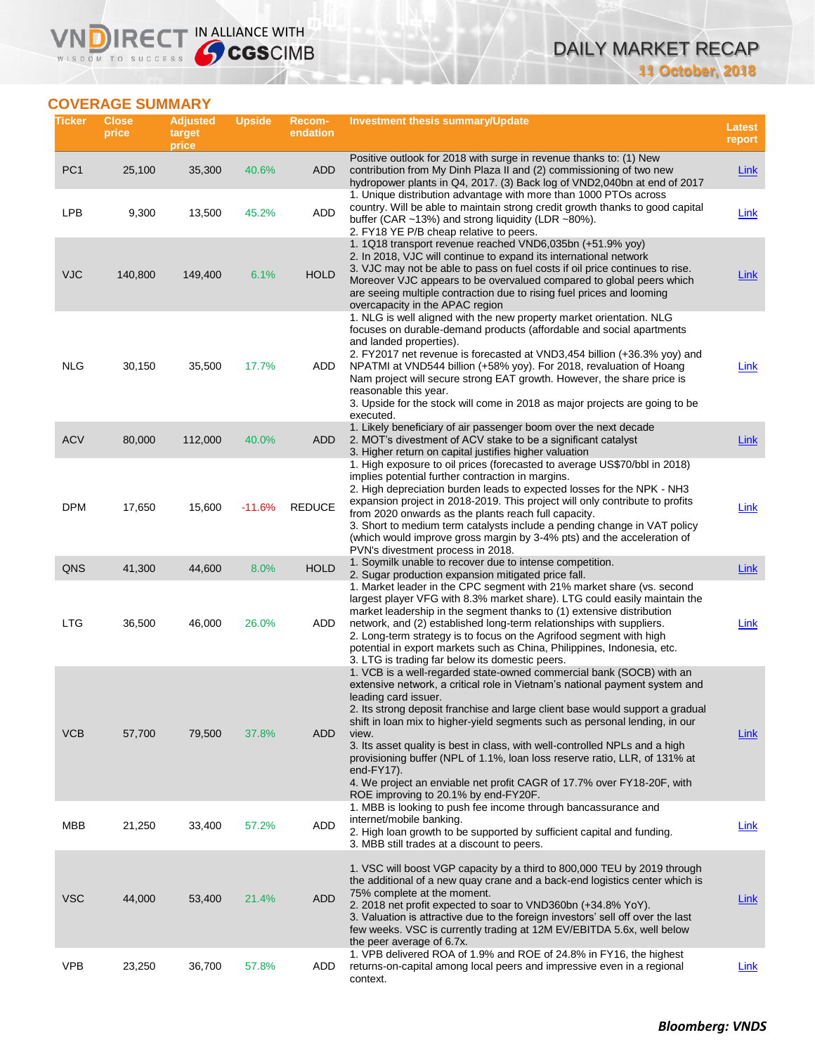## COVERAGE SUMMARY

| Ticker | Close price | Adjusted target price | Upside | Recom-endation | Investment thesis summary/Update | Latest report |
|---|---|---|---|---|---|---|
| PC1 | 25,100 | 35,300 | 40.6% | ADD | Positive outlook for 2018 with surge in revenue thanks to: (1) New contribution from My Dinh Plaza II and (2) commissioning of two new hydropower plants in Q4, 2017. (3) Back log of VND2,040bn at end of 2017 | Link |
| LPB | 9,300 | 13,500 | 45.2% | ADD | 1. Unique distribution advantage with more than 1000 PTOs across country. Will be able to maintain strong credit growth thanks to good capital buffer (CAR ~13%) and strong liquidity (LDR ~80%).<br>2. FY18 YE P/B cheap relative to peers. | Link |
| VJC | 140,800 | 149,400 | 6.1% | HOLD | 1. 1Q18 transport revenue reached VND6,035bn (+51.9% yoy)<br>2. In 2018, VJC will continue to expand its international network<br>3. VJC may not be able to pass on fuel costs if oil price continues to rise. Moreover VJC appears to be overvalued compared to global peers which are seeing multiple contraction due to rising fuel prices and looming overcapacity in the APAC region | Link |
| NLG | 30,150 | 35,500 | 17.7% | ADD | 1. NLG is well aligned with the new property market orientation. NLG focuses on durable-demand products (affordable and social apartments and landed properties).<br>2. FY2017 net revenue is forecasted at VND3,454 billion (+36.3% yoy) and NPATMI at VND544 billion (+58% yoy). For 2018, revaluation of Hoang Nam project will secure strong EAT growth. However, the share price is reasonable this year.<br>3. Upside for the stock will come in 2018 as major projects are going to be executed. | Link |
| ACV | 80,000 | 112,000 | 40.0% | ADD | 1. Likely beneficiary of air passenger boom over the next decade<br>2. MOT's divestment of ACV stake to be a significant catalyst<br>3. Higher return on capital justifies higher valuation | Link |
| DPM | 17,650 | 15,600 | -11.6% | REDUCE | 1. High exposure to oil prices (forecasted to average US$70/bbl in 2018) implies potential further contraction in margins.<br>2. High depreciation burden leads to expected losses for the NPK - NH3 expansion project in 2018-2019. This project will only contribute to profits from 2020 onwards as the plants reach full capacity.<br>3. Short to medium term catalysts include a pending change in VAT policy (which would improve gross margin by 3-4% pts) and the acceleration of PVN's divestment process in 2018. | Link |
| QNS | 41,300 | 44,600 | 8.0% | HOLD | 1. Soymilk unable to recover due to intense competition.<br>2. Sugar production expansion mitigated price fall. | Link |
| LTG | 36,500 | 46,000 | 26.0% | ADD | 1. Market leader in the CPC segment with 21% market share (vs. second largest player VFG with 8.3% market share). LTG could easily maintain the market leadership in the segment thanks to (1) extensive distribution network, and (2) established long-term relationships with suppliers.<br>2. Long-term strategy is to focus on the Agrifood segment with high potential in export markets such as China, Philippines, Indonesia, etc.<br>3. LTG is trading far below its domestic peers. | Link |
| VCB | 57,700 | 79,500 | 37.8% | ADD | 1. VCB is a well-regarded state-owned commercial bank (SOCB) with an extensive network, a critical role in Vietnam's national payment system and leading card issuer.<br>2. Its strong deposit franchise and large client base would support a gradual shift in loan mix to higher-yield segments such as personal lending, in our view.<br>3. Its asset quality is best in class, with well-controlled NPLs and a high provisioning buffer (NPL of 1.1%, loan loss reserve ratio, LLR, of 131% at end-FY17).<br>4. We project an enviable net profit CAGR of 17.7% over FY18-20F, with ROE improving to 20.1% by end-FY20F. | Link |
| MBB | 21,250 | 33,400 | 57.2% | ADD | 1. MBB is looking to push fee income through bancassurance and internet/mobile banking.<br>2. High loan growth to be supported by sufficient capital and funding.<br>3. MBB still trades at a discount to peers. | Link |
| VSC | 44,000 | 53,400 | 21.4% | ADD | 1. VSC will boost VGP capacity by a third to 800,000 TEU by 2019 through the additional of a new quay crane and a back-end logistics center which is 75% complete at the moment.<br>2. 2018 net profit expected to soar to VND360bn (+34.8% YoY).<br>3. Valuation is attractive due to the foreign investors' sell off over the last few weeks. VSC is currently trading at 12M EV/EBITDA 5.6x, well below the peer average of 6.7x. | Link |
| VPB | 23,250 | 36,700 | 57.8% | ADD | 1. VPB delivered ROA of 1.9% and ROE of 24.8% in FY16, the highest returns-on-capital among local peers and impressive even in a regional context. | Link |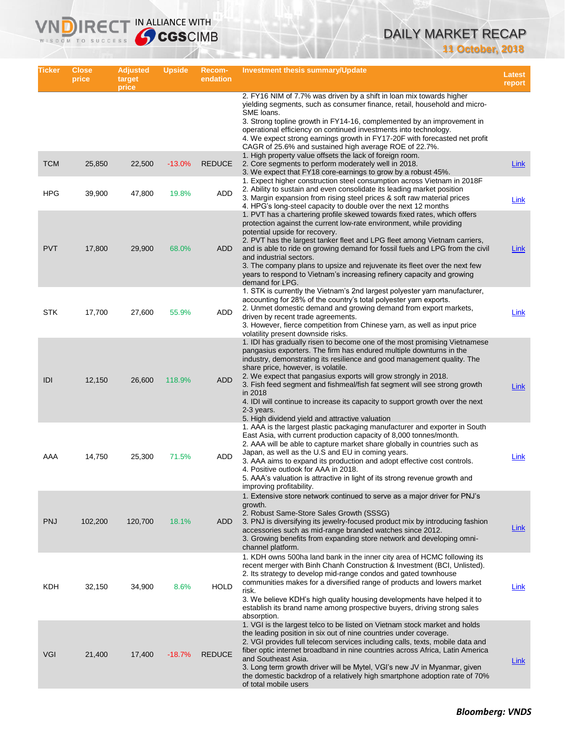| Ticker | Close price | Adjusted target price | Upside | Recom-endation | Investment thesis summary/Update | Latest report |
|---|---|---|---|---|---|---|
| | | | | | 2. FY16 NIM of 7.7% was driven by a shift in loan mix towards higher yielding segments, such as consumer finance, retail, household and micro-SME loans.<br>3. Strong topline growth in FY14-16, complemented by an improvement in operational efficiency on continued investments into technology.<br>4. We expect strong earnings growth in FY17-20F with forecasted net profit CAGR of 25.6% and sustained high average ROE of 22.7%. | |
| TCM | 25,850 | 22,500 | -13.0% | REDUCE | 1. High property value offsets the lack of foreign room.<br>2. Core segments to perform moderately well in 2018.<br>3. We expect that FY18 core-earnings to grow by a robust 45%. | Link |
| HPG | 39,900 | 47,800 | 19.8% | ADD | 1. Expect higher construction steel consumption across Vietnam in 2018F<br>2. Ability to sustain and even consolidate its leading market position<br>3. Margin expansion from rising steel prices & soft raw material prices<br>4. HPG's long-steel capacity to double over the next 12 months | Link |
| PVT | 17,800 | 29,900 | 68.0% | ADD | 1. PVT has a chartering profile skewed towards fixed rates, which offers protection against the current low-rate environment, while providing potential upside for recovery.<br>2. PVT has the largest tanker fleet and LPG fleet among Vietnam carriers, and is able to ride on growing demand for fossil fuels and LPG from the civil and industrial sectors.<br>3. The company plans to upsize and rejuvenate its fleet over the next few years to respond to Vietnam's increasing refinery capacity and growing demand for LPG. | Link |
| STK | 17,700 | 27,600 | 55.9% | ADD | 1. STK is currently the Vietnam's 2nd largest polyester yarn manufacturer, accounting for 28% of the country's total polyester yarn exports.<br>2. Unmet domestic demand and growing demand from export markets, driven by recent trade agreements.<br>3. However, fierce competition from Chinese yarn, as well as input price volatility present downside risks. | Link |
| IDI | 12,150 | 26,600 | 118.9% | ADD | 1. IDI has gradually risen to become one of the most promising Vietnamese pangasius exporters. The firm has endured multiple downturns in the industry, demonstrating its resilience and good management quality. The share price, however, is volatile.<br>2. We expect that pangasius exports will grow strongly in 2018.<br>3. Fish feed segment and fishmeal/fish fat segment will see strong growth in 2018<br>4. IDI will continue to increase its capacity to support growth over the next 2-3 years.<br>5. High dividend yield and attractive valuation | Link |
| AAA | 14,750 | 25,300 | 71.5% | ADD | 1. AAA is the largest plastic packaging manufacturer and exporter in South East Asia, with current production capacity of 8,000 tonnes/month.<br>2. AAA will be able to capture market share globally in countries such as Japan, as well as the U.S and EU in coming years.<br>3. AAA aims to expand its production and adopt effective cost controls.<br>4. Positive outlook for AAA in 2018.<br>5. AAA's valuation is attractive in light of its strong revenue growth and improving profitability. | Link |
| PNJ | 102,200 | 120,700 | 18.1% | ADD | 1. Extensive store network continued to serve as a major driver for PNJ's growth.<br>2. Robust Same-Store Sales Growth (SSSG)<br>3. PNJ is diversifying its jewelry-focused product mix by introducing fashion accessories such as mid-range branded watches since 2012.<br>3. Growing benefits from expanding store network and developing omni-channel platform. | Link |
| KDH | 32,150 | 34,900 | 8.6% | HOLD | 1. KDH owns 500ha land bank in the inner city area of HCMC following its recent merger with Binh Chanh Construction & Investment (BCI, Unlisted).<br>2. Its strategy to develop mid-range condos and gated townhouse communities makes for a diversified range of products and lowers market risk.<br>3. We believe KDH's high quality housing developments have helped it to establish its brand name among prospective buyers, driving strong sales absorption. | Link |
| VGI | 21,400 | 17,400 | -18.7% | REDUCE | 1. VGI is the largest telco to be listed on Vietnam stock market and holds the leading position in six out of nine countries under coverage.<br>2. VGI provides full telecom services including calls, texts, mobile data and fiber optic internet broadband in nine countries across Africa, Latin America and Southeast Asia.<br>3. Long term growth driver will be Mytel, VGI's new JV in Myanmar, given the domestic backdrop of a relatively high smartphone adoption rate of 70% of total mobile users | Link |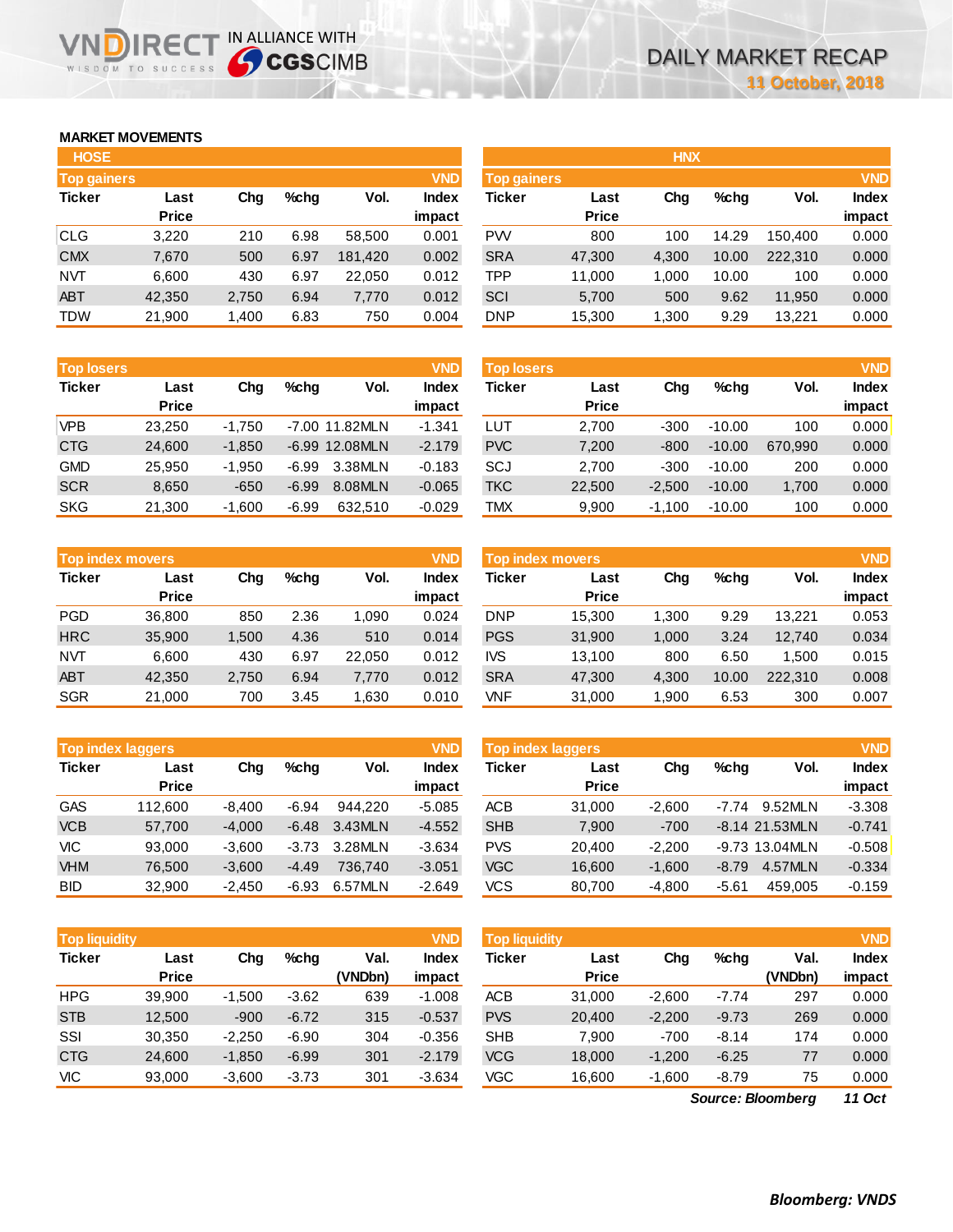# DAILY MARKET RECAP

11 October, 2018

## MARKET MOVEMENTS

### HOSE

**Top gainers** (VND)

| Ticker | Last Price | Chg | %chg | Vol. | Index impact |
|---|---|---|---|---|---|
| CLG | 3,220 | 210 | 6.98 | 58,500 | 0.001 |
| CMX | 7,670 | 500 | 6.97 | 181,420 | 0.002 |
| NVT | 6,600 | 430 | 6.97 | 22,050 | 0.012 |
| ABT | 42,350 | 2,750 | 6.94 | 7,770 | 0.012 |
| TDW | 21,900 | 1,400 | 6.83 | 750 | 0.004 |

**Top losers** (VND)

| Ticker | Last Price | Chg | %chg | Vol. | Index impact |
|---|---|---|---|---|---|
| VPB | 23,250 | -1,750 | -7.00 | 11.82MLN | -1.341 |
| CTG | 24,600 | -1,850 | -6.99 | 12.08MLN | -2.179 |
| GMD | 25,950 | -1,950 | -6.99 | 3.38MLN | -0.183 |
| SCR | 8,650 | -650 | -6.99 | 8.08MLN | -0.065 |
| SKG | 21,300 | -1,600 | -6.99 | 632,510 | -0.029 |

**Top index movers** (VND)

| Ticker | Last Price | Chg | %chg | Vol. | Index impact |
|---|---|---|---|---|---|
| PGD | 36,800 | 850 | 2.36 | 1,090 | 0.024 |
| HRC | 35,900 | 1,500 | 4.36 | 510 | 0.014 |
| NVT | 6,600 | 430 | 6.97 | 22,050 | 0.012 |
| ABT | 42,350 | 2,750 | 6.94 | 7,770 | 0.012 |
| SGR | 21,000 | 700 | 3.45 | 1,630 | 0.010 |

**Top index laggers** (VND)

| Ticker | Last Price | Chg | %chg | Vol. | Index impact |
|---|---|---|---|---|---|
| GAS | 112,600 | -8,400 | -6.94 | 944,220 | -5.085 |
| VCB | 57,700 | -4,000 | -6.48 | 3.43MLN | -4.552 |
| VIC | 93,000 | -3,600 | -3.73 | 3.28MLN | -3.634 |
| VHM | 76,500 | -3,600 | -4.49 | 736,740 | -3.051 |
| BID | 32,900 | -2,450 | -6.93 | 6.57MLN | -2.649 |

**Top liquidity** (VND)

| Ticker | Last Price | Chg | %chg | Val. (VNDbn) | Index impact |
|---|---|---|---|---|---|
| HPG | 39,900 | -1,500 | -3.62 | 639 | -1.008 |
| STB | 12,500 | -900 | -6.72 | 315 | -0.537 |
| SSI | 30,350 | -2,250 | -6.90 | 304 | -0.356 |
| CTG | 24,600 | -1,850 | -6.99 | 301 | -2.179 |
| VIC | 93,000 | -3,600 | -3.73 | 301 | -3.634 |

### HNX

**Top gainers** (VND)

| Ticker | Last Price | Chg | %chg | Vol. | Index impact |
|---|---|---|---|---|---|
| PVV | 800 | 100 | 14.29 | 150,400 | 0.000 |
| SRA | 47,300 | 4,300 | 10.00 | 222,310 | 0.000 |
| TPP | 11,000 | 1,000 | 10.00 | 100 | 0.000 |
| SCI | 5,700 | 500 | 9.62 | 11,950 | 0.000 |
| DNP | 15,300 | 1,300 | 9.29 | 13,221 | 0.000 |

**Top losers** (VND)

| Ticker | Last Price | Chg | %chg | Vol. | Index impact |
|---|---|---|---|---|---|
| LUT | 2,700 | -300 | -10.00 | 100 | 0.000 |
| PVC | 7,200 | -800 | -10.00 | 670,990 | 0.000 |
| SCJ | 2,700 | -300 | -10.00 | 200 | 0.000 |
| TKC | 22,500 | -2,500 | -10.00 | 1,700 | 0.000 |
| TMX | 9,900 | -1,100 | -10.00 | 100 | 0.000 |

**Top index movers** (VND)

| Ticker | Last Price | Chg | %chg | Vol. | Index impact |
|---|---|---|---|---|---|
| DNP | 15,300 | 1,300 | 9.29 | 13,221 | 0.053 |
| PGS | 31,900 | 1,000 | 3.24 | 12,740 | 0.034 |
| IVS | 13,100 | 800 | 6.50 | 1,500 | 0.015 |
| SRA | 47,300 | 4,300 | 10.00 | 222,310 | 0.008 |
| VNF | 31,000 | 1,900 | 6.53 | 300 | 0.007 |

**Top index laggers** (VND)

| Ticker | Last Price | Chg | %chg | Vol. | Index impact |
|---|---|---|---|---|---|
| ACB | 31,000 | -2,600 | -7.74 | 9.52MLN | -3.308 |
| SHB | 7,900 | -700 | -8.14 | 21.53MLN | -0.741 |
| PVS | 20,400 | -2,200 | -9.73 | 13.04MLN | -0.508 |
| VGC | 16,600 | -1,600 | -8.79 | 4.57MLN | -0.334 |
| VCS | 80,700 | -4,800 | -5.61 | 459,005 | -0.159 |

**Top liquidity** (VND)

| Ticker | Last Price | Chg | %chg | Val. (VNDbn) | Index impact |
|---|---|---|---|---|---|
| ACB | 31,000 | -2,600 | -7.74 | 297 | 0.000 |
| PVS | 20,400 | -2,200 | -9.73 | 269 | 0.000 |
| SHB | 7,900 | -700 | -8.14 | 174 | 0.000 |
| VCG | 18,000 | -1,200 | -6.25 | 77 | 0.000 |
| VGC | 16,600 | -1,600 | -8.79 | 75 | 0.000 |

*Source: Bloomberg* *11 Oct*

***Bloomberg: VNDS***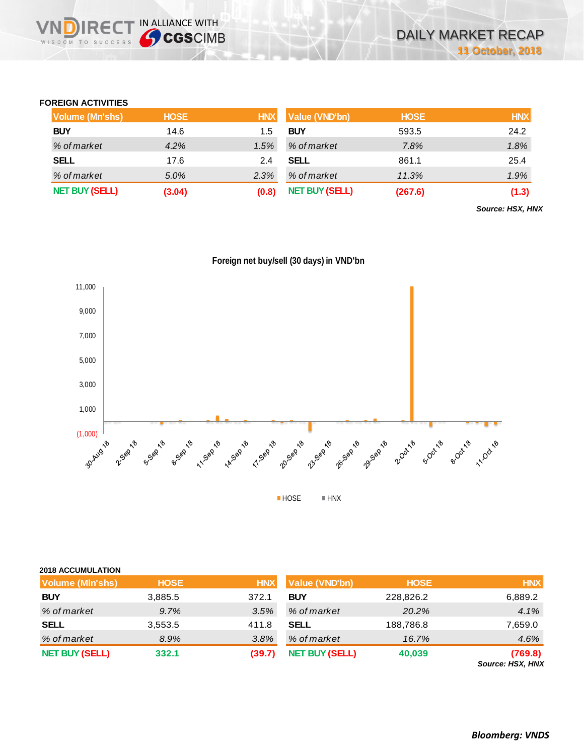## FOREIGN ACTIVITIES

| Volume (Mn'shs) | HOSE | HNX |
|---|---|---|
| **BUY** | 14.6 | 1.5 |
| *% of market* | *4.2%* | *1.5%* |
| **SELL** | 17.6 | 2.4 |
| *% of market* | *5.0%* | *2.3%* |
| **NET BUY (SELL)** | **(3.04)** | **(0.8)** |

| Value (VND'bn) | HOSE | HNX |
|---|---|---|
| **BUY** | 593.5 | 24.2 |
| *% of market* | *7.8%* | *1.8%* |
| **SELL** | 861.1 | 25.4 |
| *% of market* | *11.3%* | *1.9%* |
| **NET BUY (SELL)** | **(267.6)** | **(1.3)** |

***Source: HSX, HNX***

**Foreign net buy/sell (30 days) in VND'bn**

## 2018 ACCUMULATION

| Volume (Mln'shs) | HOSE | HNX |
|---|---|---|
| **BUY** | 3,885.5 | 372.1 |
| *% of market* | *9.7%* | *3.5%* |
| **SELL** | 3,553.5 | 411.8 |
| *% of market* | *8.9%* | *3.8%* |
| **NET BUY (SELL)** | **332.1** | **(39.7)** |

| Value (VND'bn) | HOSE | HNX |
|---|---|---|
| **BUY** | 228,826.2 | 6,889.2 |
| *% of market* | *20.2%* | *4.1%* |
| **SELL** | 188,786.8 | 7,659.0 |
| *% of market* | *16.7%* | *4.6%* |
| **NET BUY (SELL)** | **40,039** | **(769.8)** |

***Source: HSX, HNX***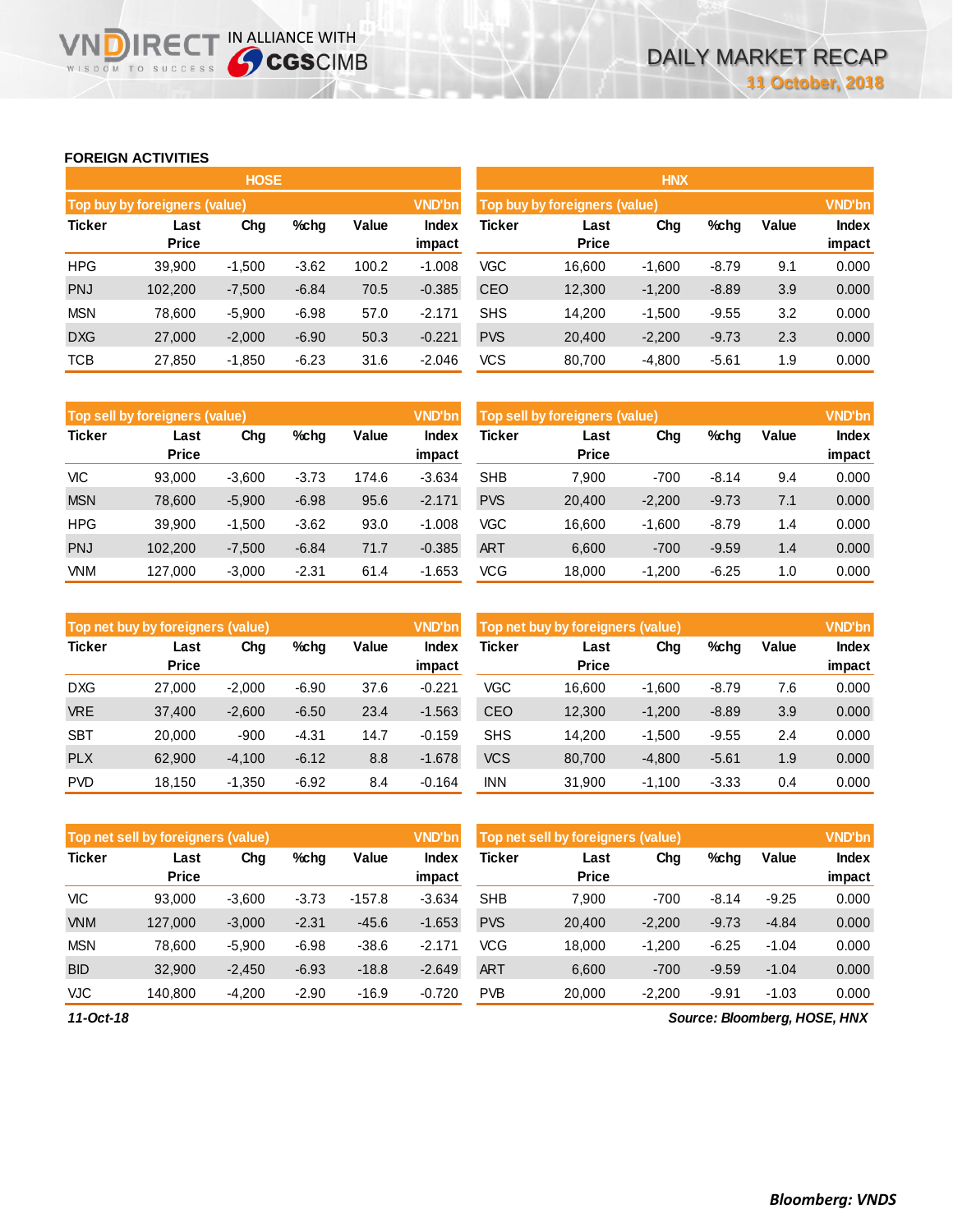## FOREIGN ACTIVITIES

### HOSE

**Top buy by foreigners (value)** — VND'bn

| Ticker | Last Price | Chg | %chg | Value | Index impact |
|---|---|---|---|---|---|
| HPG | 39,900 | -1,500 | -3.62 | 100.2 | -1.008 |
| PNJ | 102,200 | -7,500 | -6.84 | 70.5 | -0.385 |
| MSN | 78,600 | -5,900 | -6.98 | 57.0 | -2.171 |
| DXG | 27,000 | -2,000 | -6.90 | 50.3 | -0.221 |
| TCB | 27,850 | -1,850 | -6.23 | 31.6 | -2.046 |

**Top sell by foreigners (value)** — VND'bn

| Ticker | Last Price | Chg | %chg | Value | Index impact |
|---|---|---|---|---|---|
| VIC | 93,000 | -3,600 | -3.73 | 174.6 | -3.634 |
| MSN | 78,600 | -5,900 | -6.98 | 95.6 | -2.171 |
| HPG | 39,900 | -1,500 | -3.62 | 93.0 | -1.008 |
| PNJ | 102,200 | -7,500 | -6.84 | 71.7 | -0.385 |
| VNM | 127,000 | -3,000 | -2.31 | 61.4 | -1.653 |

**Top net buy by foreigners (value)** — VND'bn

| Ticker | Last Price | Chg | %chg | Value | Index impact |
|---|---|---|---|---|---|
| DXG | 27,000 | -2,000 | -6.90 | 37.6 | -0.221 |
| VRE | 37,400 | -2,600 | -6.50 | 23.4 | -1.563 |
| SBT | 20,000 | -900 | -4.31 | 14.7 | -0.159 |
| PLX | 62,900 | -4,100 | -6.12 | 8.8 | -1.678 |
| PVD | 18,150 | -1,350 | -6.92 | 8.4 | -0.164 |

**Top net sell by foreigners (value)** — VND'bn

| Ticker | Last Price | Chg | %chg | Value | Index impact |
|---|---|---|---|---|---|
| VIC | 93,000 | -3,600 | -3.73 | -157.8 | -3.634 |
| VNM | 127,000 | -3,000 | -2.31 | -45.6 | -1.653 |
| MSN | 78,600 | -5,900 | -6.98 | -38.6 | -2.171 |
| BID | 32,900 | -2,450 | -6.93 | -18.8 | -2.649 |
| VJC | 140,800 | -4,200 | -2.90 | -16.9 | -0.720 |

### HNX

**Top buy by foreigners (value)** — VND'bn

| Ticker | Last Price | Chg | %chg | Value | Index impact |
|---|---|---|---|---|---|
| VGC | 16,600 | -1,600 | -8.79 | 9.1 | 0.000 |
| CEO | 12,300 | -1,200 | -8.89 | 3.9 | 0.000 |
| SHS | 14,200 | -1,500 | -9.55 | 3.2 | 0.000 |
| PVS | 20,400 | -2,200 | -9.73 | 2.3 | 0.000 |
| VCS | 80,700 | -4,800 | -5.61 | 1.9 | 0.000 |

**Top sell by foreigners (value)** — VND'bn

| Ticker | Last Price | Chg | %chg | Value | Index impact |
|---|---|---|---|---|---|
| SHB | 7,900 | -700 | -8.14 | 9.4 | 0.000 |
| PVS | 20,400 | -2,200 | -9.73 | 7.1 | 0.000 |
| VGC | 16,600 | -1,600 | -8.79 | 1.4 | 0.000 |
| ART | 6,600 | -700 | -9.59 | 1.4 | 0.000 |
| VCG | 18,000 | -1,200 | -6.25 | 1.0 | 0.000 |

**Top net buy by foreigners (value)** — VND'bn

| Ticker | Last Price | Chg | %chg | Value | Index impact |
|---|---|---|---|---|---|
| VGC | 16,600 | -1,600 | -8.79 | 7.6 | 0.000 |
| CEO | 12,300 | -1,200 | -8.89 | 3.9 | 0.000 |
| SHS | 14,200 | -1,500 | -9.55 | 2.4 | 0.000 |
| VCS | 80,700 | -4,800 | -5.61 | 1.9 | 0.000 |
| INN | 31,900 | -1,100 | -3.33 | 0.4 | 0.000 |

**Top net sell by foreigners (value)** — VND'bn

| Ticker | Last Price | Chg | %chg | Value | Index impact |
|---|---|---|---|---|---|
| SHB | 7,900 | -700 | -8.14 | -9.25 | 0.000 |
| PVS | 20,400 | -2,200 | -9.73 | -4.84 | 0.000 |
| VCG | 18,000 | -1,200 | -6.25 | -1.04 | 0.000 |
| ART | 6,600 | -700 | -9.59 | -1.04 | 0.000 |
| PVB | 20,000 | -2,200 | -9.91 | -1.03 | 0.000 |

*11-Oct-18*

*Source: Bloomberg, HOSE, HNX*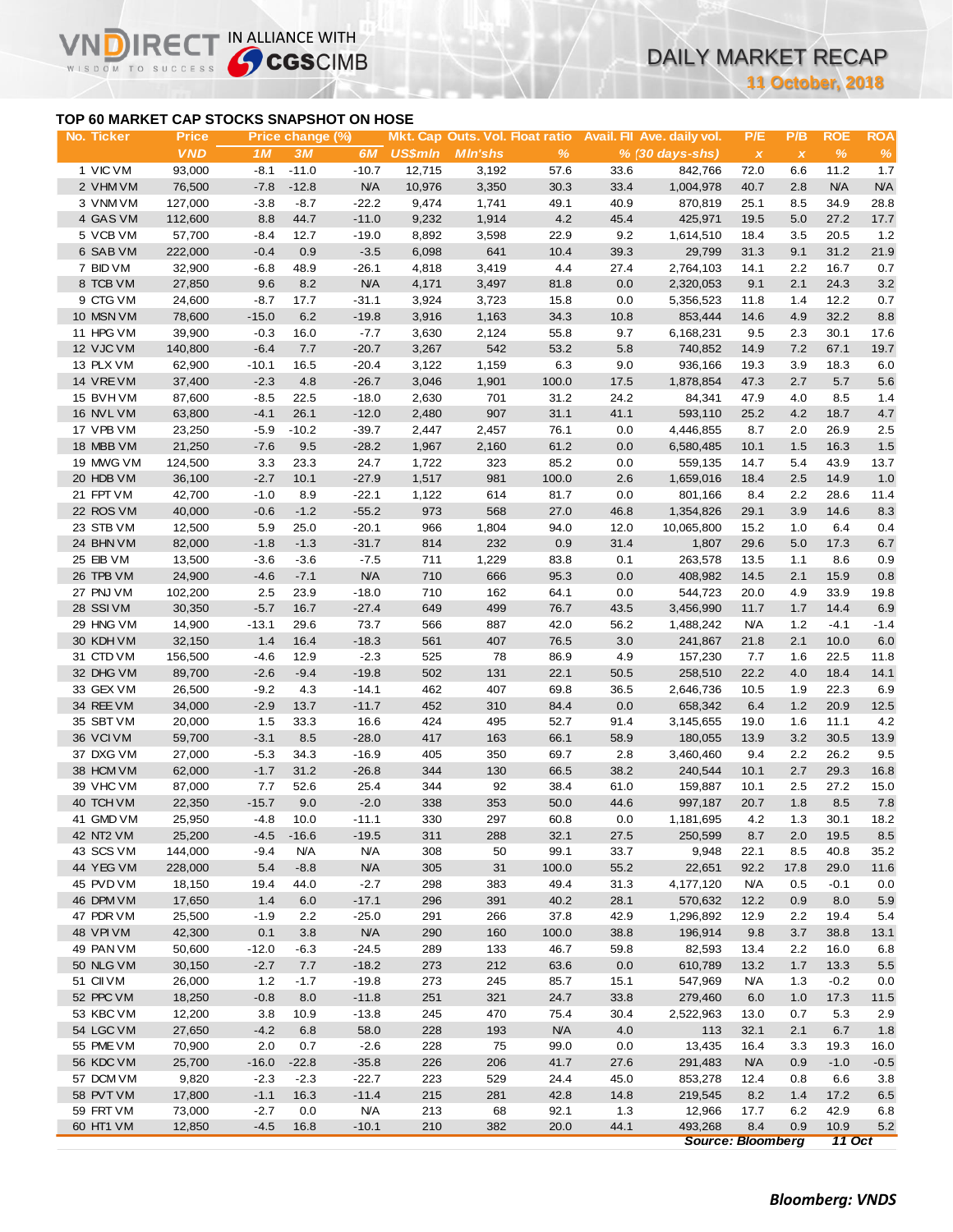# DAILY MARKET RECAP

**11 October, 2018**

## TOP 60 MARKET CAP STOCKS SNAPSHOT ON HOSE

| No. | Ticker | Price | Price change (%) | | | Mkt. Cap | Outs. Vol. | Float ratio | Avail. FII | Ave. daily vol. | P/E | P/B | ROE | ROA |
|---|---|---|---|---|---|---|---|---|---|---|---|---|---|---|
| | | VND | 1M | 3M | 6M | US$mln | Mln'shs | % | % | (30 days-shs) | x | x | % | % |
| 1 | VIC VM | 93,000 | -8.1 | -11.0 | -10.7 | 12,715 | 3,192 | 57.6 | 33.6 | 842,766 | 72.0 | 6.6 | 11.2 | 1.7 |
| 2 | VHM VM | 76,500 | -7.8 | -12.8 | N/A | 10,976 | 3,350 | 30.3 | 33.4 | 1,004,978 | 40.7 | 2.8 | N/A | N/A |
| 3 | VNM VM | 127,000 | -3.8 | -8.7 | -22.2 | 9,474 | 1,741 | 49.1 | 40.9 | 870,819 | 25.1 | 8.5 | 34.9 | 28.8 |
| 4 | GAS VM | 112,600 | 8.8 | 44.7 | -11.0 | 9,232 | 1,914 | 4.2 | 45.4 | 425,971 | 19.5 | 5.0 | 27.2 | 17.7 |
| 5 | VCB VM | 57,700 | -8.4 | 12.7 | -19.0 | 8,892 | 3,598 | 22.9 | 9.2 | 1,614,510 | 18.4 | 3.5 | 20.5 | 1.2 |
| 6 | SAB VM | 222,000 | -0.4 | 0.9 | -3.5 | 6,098 | 641 | 10.4 | 39.3 | 29,799 | 31.3 | 9.1 | 31.2 | 21.9 |
| 7 | BID VM | 32,900 | -6.8 | 48.9 | -26.1 | 4,818 | 3,419 | 4.4 | 27.4 | 2,764,103 | 14.1 | 2.2 | 16.7 | 0.7 |
| 8 | TCB VM | 27,850 | 9.6 | 8.2 | N/A | 4,171 | 3,497 | 81.8 | 0.0 | 2,320,053 | 9.1 | 2.1 | 24.3 | 3.2 |
| 9 | CTG VM | 24,600 | -8.7 | 17.7 | -31.1 | 3,924 | 3,723 | 15.8 | 0.0 | 5,356,523 | 11.8 | 1.4 | 12.2 | 0.7 |
| 10 | MSN VM | 78,600 | -15.0 | 6.2 | -19.8 | 3,916 | 1,163 | 34.3 | 10.8 | 853,444 | 14.6 | 4.9 | 32.2 | 8.8 |
| 11 | HPG VM | 39,900 | -0.3 | 16.0 | -7.7 | 3,630 | 2,124 | 55.8 | 9.7 | 6,168,231 | 9.5 | 2.3 | 30.1 | 17.6 |
| 12 | VJC VM | 140,800 | -6.4 | 7.7 | -20.7 | 3,267 | 542 | 53.2 | 5.8 | 740,852 | 14.9 | 7.2 | 67.1 | 19.7 |
| 13 | PLX VM | 62,900 | -10.1 | 16.5 | -20.4 | 3,122 | 1,159 | 6.3 | 9.0 | 936,166 | 19.3 | 3.9 | 18.3 | 6.0 |
| 14 | VRE VM | 37,400 | -2.3 | 4.8 | -26.7 | 3,046 | 1,901 | 100.0 | 17.5 | 1,878,854 | 47.3 | 2.7 | 5.7 | 5.6 |
| 15 | BVH VM | 87,600 | -8.5 | 22.5 | -18.0 | 2,630 | 701 | 31.2 | 24.2 | 84,341 | 47.9 | 4.0 | 8.5 | 1.4 |
| 16 | NVL VM | 63,800 | -4.1 | 26.1 | -12.0 | 2,480 | 907 | 31.1 | 41.1 | 593,110 | 25.2 | 4.2 | 18.7 | 4.7 |
| 17 | VPB VM | 23,250 | -5.9 | -10.2 | -39.7 | 2,447 | 2,457 | 76.1 | 0.0 | 4,446,855 | 8.7 | 2.0 | 26.9 | 2.5 |
| 18 | MBB VM | 21,250 | -7.6 | 9.5 | -28.2 | 1,967 | 2,160 | 61.2 | 0.0 | 6,580,485 | 10.1 | 1.5 | 16.3 | 1.5 |
| 19 | MWG VM | 124,500 | 3.3 | 23.3 | 24.7 | 1,722 | 323 | 85.2 | 0.0 | 559,135 | 14.7 | 5.4 | 43.9 | 13.7 |
| 20 | HDB VM | 36,100 | -2.7 | 10.1 | -27.9 | 1,517 | 981 | 100.0 | 2.6 | 1,659,016 | 18.4 | 2.5 | 14.9 | 1.0 |
| 21 | FPT VM | 42,700 | -1.0 | 8.9 | -22.1 | 1,122 | 614 | 81.7 | 0.0 | 801,166 | 8.4 | 2.2 | 28.6 | 11.4 |
| 22 | ROS VM | 40,000 | -0.6 | -1.2 | -55.2 | 973 | 568 | 27.0 | 46.8 | 1,354,826 | 29.1 | 3.9 | 14.6 | 8.3 |
| 23 | STB VM | 12,500 | 5.9 | 25.0 | -20.1 | 966 | 1,804 | 94.0 | 12.0 | 10,065,800 | 15.2 | 1.0 | 6.4 | 0.4 |
| 24 | BHN VM | 82,000 | -1.8 | -1.3 | -31.7 | 814 | 232 | 0.9 | 31.4 | 1,807 | 29.6 | 5.0 | 17.3 | 6.7 |
| 25 | EIB VM | 13,500 | -3.6 | -3.6 | -7.5 | 711 | 1,229 | 83.8 | 0.1 | 263,578 | 13.5 | 1.1 | 8.6 | 0.9 |
| 26 | TPB VM | 24,900 | -4.6 | -7.1 | N/A | 710 | 666 | 95.3 | 0.0 | 408,982 | 14.5 | 2.1 | 15.9 | 0.8 |
| 27 | PNJ VM | 102,200 | 2.5 | 23.9 | -18.0 | 710 | 162 | 64.1 | 0.0 | 544,723 | 20.0 | 4.9 | 33.9 | 19.8 |
| 28 | SSI VM | 30,350 | -5.7 | 16.7 | -27.4 | 649 | 499 | 76.7 | 43.5 | 3,456,990 | 11.7 | 1.7 | 14.4 | 6.9 |
| 29 | HNG VM | 14,900 | -13.1 | 29.6 | 73.7 | 566 | 887 | 42.0 | 56.2 | 1,488,242 | N/A | 1.2 | -4.1 | -1.4 |
| 30 | KDH VM | 32,150 | 1.4 | 16.4 | -18.3 | 561 | 407 | 76.5 | 3.0 | 241,867 | 21.8 | 2.1 | 10.0 | 6.0 |
| 31 | CTD VM | 156,500 | -4.6 | 12.9 | -2.3 | 525 | 78 | 86.9 | 4.9 | 157,230 | 7.7 | 1.6 | 22.5 | 11.8 |
| 32 | DHG VM | 89,700 | -2.6 | -9.4 | -19.8 | 502 | 131 | 22.1 | 50.5 | 258,510 | 22.2 | 4.0 | 18.4 | 14.1 |
| 33 | GEX VM | 26,500 | -9.2 | 4.3 | -14.1 | 462 | 407 | 69.8 | 36.5 | 2,646,736 | 10.5 | 1.9 | 22.3 | 6.9 |
| 34 | REE VM | 34,000 | -2.9 | 13.7 | -11.7 | 452 | 310 | 84.4 | 0.0 | 658,342 | 6.4 | 1.2 | 20.9 | 12.5 |
| 35 | SBT VM | 20,000 | 1.5 | 33.3 | 16.6 | 424 | 495 | 52.7 | 91.4 | 3,145,655 | 19.0 | 1.6 | 11.1 | 4.2 |
| 36 | VCI VM | 59,700 | -3.1 | 8.5 | -28.0 | 417 | 163 | 66.1 | 58.9 | 180,055 | 13.9 | 3.2 | 30.5 | 13.9 |
| 37 | DXG VM | 27,000 | -5.3 | 34.3 | -16.9 | 405 | 350 | 69.7 | 2.8 | 3,460,460 | 9.4 | 2.2 | 26.2 | 9.5 |
| 38 | HCM VM | 62,000 | -1.7 | 31.2 | -26.8 | 344 | 130 | 66.5 | 38.2 | 240,544 | 10.1 | 2.7 | 29.3 | 16.8 |
| 39 | VHC VM | 87,000 | 7.7 | 52.6 | 25.4 | 344 | 92 | 38.4 | 61.0 | 159,887 | 10.1 | 2.5 | 27.2 | 15.0 |
| 40 | TCH VM | 22,350 | -15.7 | 9.0 | -2.0 | 338 | 353 | 50.0 | 44.6 | 997,187 | 20.7 | 1.8 | 8.5 | 7.8 |
| 41 | GMD VM | 25,950 | -4.8 | 10.0 | -11.1 | 330 | 297 | 60.8 | 0.0 | 1,181,695 | 4.2 | 1.3 | 30.1 | 18.2 |
| 42 | NT2 VM | 25,200 | -4.5 | -16.6 | -19.5 | 311 | 288 | 32.1 | 27.5 | 250,599 | 8.7 | 2.0 | 19.5 | 8.5 |
| 43 | SCS VM | 144,000 | -9.4 | N/A | N/A | 308 | 50 | 99.1 | 33.7 | 9,948 | 22.1 | 8.5 | 40.8 | 35.2 |
| 44 | YEG VM | 228,000 | 5.4 | -8.8 | N/A | 305 | 31 | 100.0 | 55.2 | 22,651 | 92.2 | 17.8 | 29.0 | 11.6 |
| 45 | PVD VM | 18,150 | 19.4 | 44.0 | -2.7 | 298 | 383 | 49.4 | 31.3 | 4,177,120 | N/A | 0.5 | -0.1 | 0.0 |
| 46 | DPM VM | 17,650 | 1.4 | 6.0 | -17.1 | 296 | 391 | 40.2 | 28.1 | 570,632 | 12.2 | 0.9 | 8.0 | 5.9 |
| 47 | PDR VM | 25,500 | -1.9 | 2.2 | -25.0 | 291 | 266 | 37.8 | 42.9 | 1,296,892 | 12.9 | 2.2 | 19.4 | 5.4 |
| 48 | VPI VM | 42,300 | 0.1 | 3.8 | N/A | 290 | 160 | 100.0 | 38.8 | 196,914 | 9.8 | 3.7 | 38.8 | 13.1 |
| 49 | PAN VM | 50,600 | -12.0 | -6.3 | -24.5 | 289 | 133 | 46.7 | 59.8 | 82,593 | 13.4 | 2.2 | 16.0 | 6.8 |
| 50 | NLG VM | 30,150 | -2.7 | 7.7 | -18.2 | 273 | 212 | 63.6 | 0.0 | 610,789 | 13.2 | 1.7 | 13.3 | 5.5 |
| 51 | CII VM | 26,000 | 1.2 | -1.7 | -19.8 | 273 | 245 | 85.7 | 15.1 | 547,969 | N/A | 1.3 | -0.2 | 0.0 |
| 52 | PPC VM | 18,250 | -0.8 | 8.0 | -11.8 | 251 | 321 | 24.7 | 33.8 | 279,460 | 6.0 | 1.0 | 17.3 | 11.5 |
| 53 | KBC VM | 12,200 | 3.8 | 10.9 | -13.8 | 245 | 470 | 75.4 | 30.4 | 2,522,963 | 13.0 | 0.7 | 5.3 | 2.9 |
| 54 | LGC VM | 27,650 | -4.2 | 6.8 | 58.0 | 228 | 193 | N/A | 4.0 | 113 | 32.1 | 2.1 | 6.7 | 1.8 |
| 55 | PME VM | 70,900 | 2.0 | 0.7 | -2.6 | 228 | 75 | 99.0 | 0.0 | 13,435 | 16.4 | 3.3 | 19.3 | 16.0 |
| 56 | KDC VM | 25,700 | -16.0 | -22.8 | -35.8 | 226 | 206 | 41.7 | 27.6 | 291,483 | N/A | 0.9 | -1.0 | -0.5 |
| 57 | DCM VM | 9,820 | -2.3 | -2.3 | -22.7 | 223 | 529 | 24.4 | 45.0 | 853,278 | 12.4 | 0.8 | 6.6 | 3.8 |
| 58 | PVT VM | 17,800 | -1.1 | 16.3 | -11.4 | 215 | 281 | 42.8 | 14.8 | 219,545 | 8.2 | 1.4 | 17.2 | 6.5 |
| 59 | FRT VM | 73,000 | -2.7 | 0.0 | N/A | 213 | 68 | 92.1 | 1.3 | 12,966 | 17.7 | 6.2 | 42.9 | 6.8 |
| 60 | HT1 VM | 12,850 | -4.5 | 16.8 | -10.1 | 210 | 382 | 20.0 | 44.1 | 493,268 | 8.4 | 0.9 | 10.9 | 5.2 |

*Source: Bloomberg* *11 Oct*

***Bloomberg: VNDS***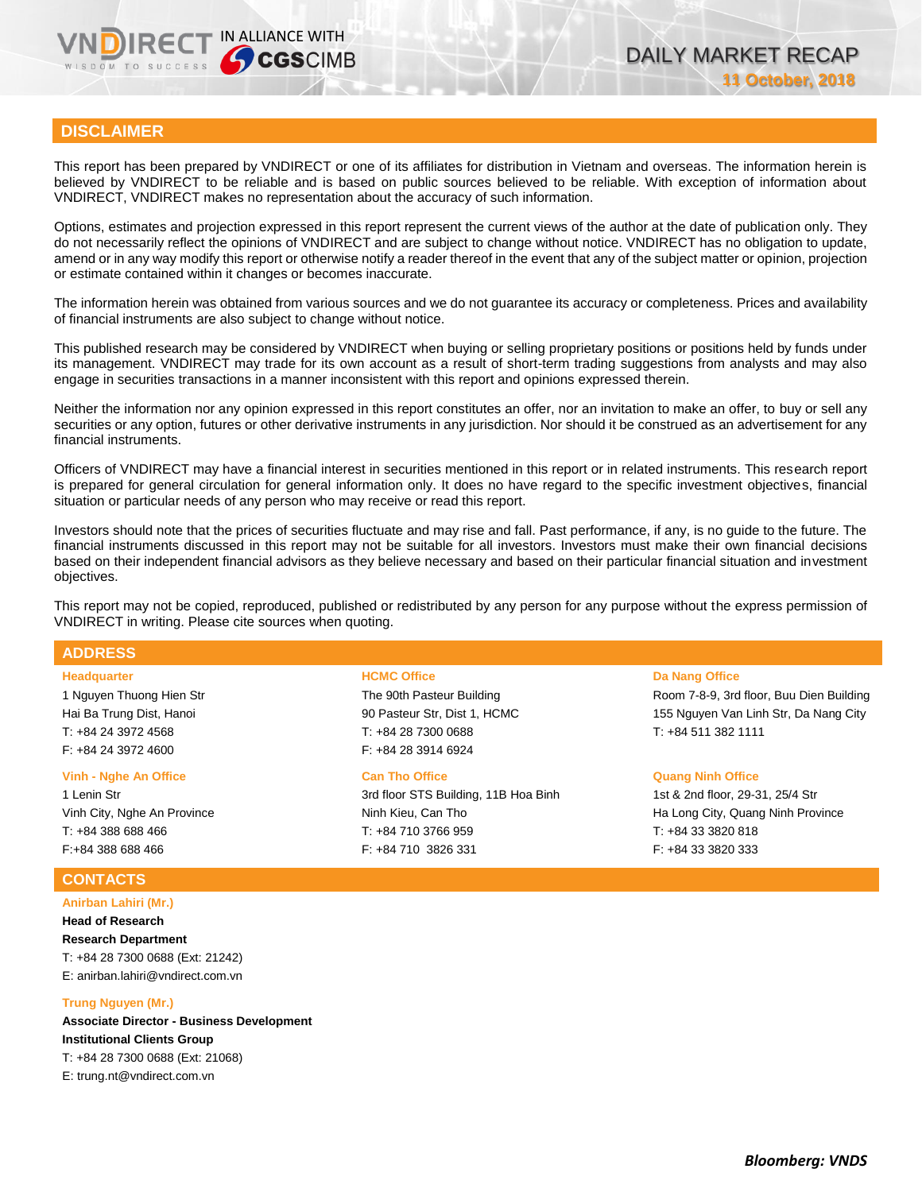# DISCLAIMER

This report has been prepared by VNDIRECT or one of its affiliates for distribution in Vietnam and overseas. The information herein is believed by VNDIRECT to be reliable and is based on public sources believed to be reliable. With exception of information about VNDIRECT, VNDIRECT makes no representation about the accuracy of such information.

Options, estimates and projection expressed in this report represent the current views of the author at the date of publication only. They do not necessarily reflect the opinions of VNDIRECT and are subject to change without notice. VNDIRECT has no obligation to update, amend or in any way modify this report or otherwise notify a reader thereof in the event that any of the subject matter or opinion, projection or estimate contained within it changes or becomes inaccurate.

The information herein was obtained from various sources and we do not guarantee its accuracy or completeness. Prices and availability of financial instruments are also subject to change without notice.

This published research may be considered by VNDIRECT when buying or selling proprietary positions or positions held by funds under its management. VNDIRECT may trade for its own account as a result of short-term trading suggestions from analysts and may also engage in securities transactions in a manner inconsistent with this report and opinions expressed therein.

Neither the information nor any opinion expressed in this report constitutes an offer, nor an invitation to make an offer, to buy or sell any securities or any option, futures or other derivative instruments in any jurisdiction. Nor should it be construed as an advertisement for any financial instruments.

Officers of VNDIRECT may have a financial interest in securities mentioned in this report or in related instruments. This research report is prepared for general circulation for general information only. It does no have regard to the specific investment objectives, financial situation or particular needs of any person who may receive or read this report.

Investors should note that the prices of securities fluctuate and may rise and fall. Past performance, if any, is no guide to the future. The financial instruments discussed in this report may not be suitable for all investors. Investors must make their own financial decisions based on their independent financial advisors as they believe necessary and based on their particular financial situation and investment objectives.

This report may not be copied, reproduced, published or redistributed by any person for any purpose without the express permission of VNDIRECT in writing. Please cite sources when quoting.

# ADDRESS

**Headquarter**
1 Nguyen Thuong Hien Str
Hai Ba Trung Dist, Hanoi
T: +84 24 3972 4568
F: +84 24 3972 4600

**HCMC Office**
The 90th Pasteur Building
90 Pasteur Str, Dist 1, HCMC
T: +84 28 7300 0688
F: +84 28 3914 6924

**Da Nang Office**
Room 7-8-9, 3rd floor, Buu Dien Building
155 Nguyen Van Linh Str, Da Nang City
T: +84 511 382 1111

**Vinh - Nghe An Office**
1 Lenin Str
Vinh City, Nghe An Province
T: +84 388 688 466
F:+84 388 688 466

**Can Tho Office**
3rd floor STS Building, 11B Hoa Binh
Ninh Kieu, Can Tho
T: +84 710 3766 959
F: +84 710 3826 331

**Quang Ninh Office**
1st & 2nd floor, 29-31, 25/4 Str
Ha Long City, Quang Ninh Province
T: +84 33 3820 818
F: +84 33 3820 333

# CONTACTS

**Anirban Lahiri (Mr.)**
**Head of Research**
**Research Department**
T: +84 28 7300 0688 (Ext: 21242)
E: anirban.lahiri@vndirect.com.vn

**Trung Nguyen (Mr.)**
**Associate Director - Business Development**
**Institutional Clients Group**
T: +84 28 7300 0688 (Ext: 21068)
E: trung.nt@vndirect.com.vn